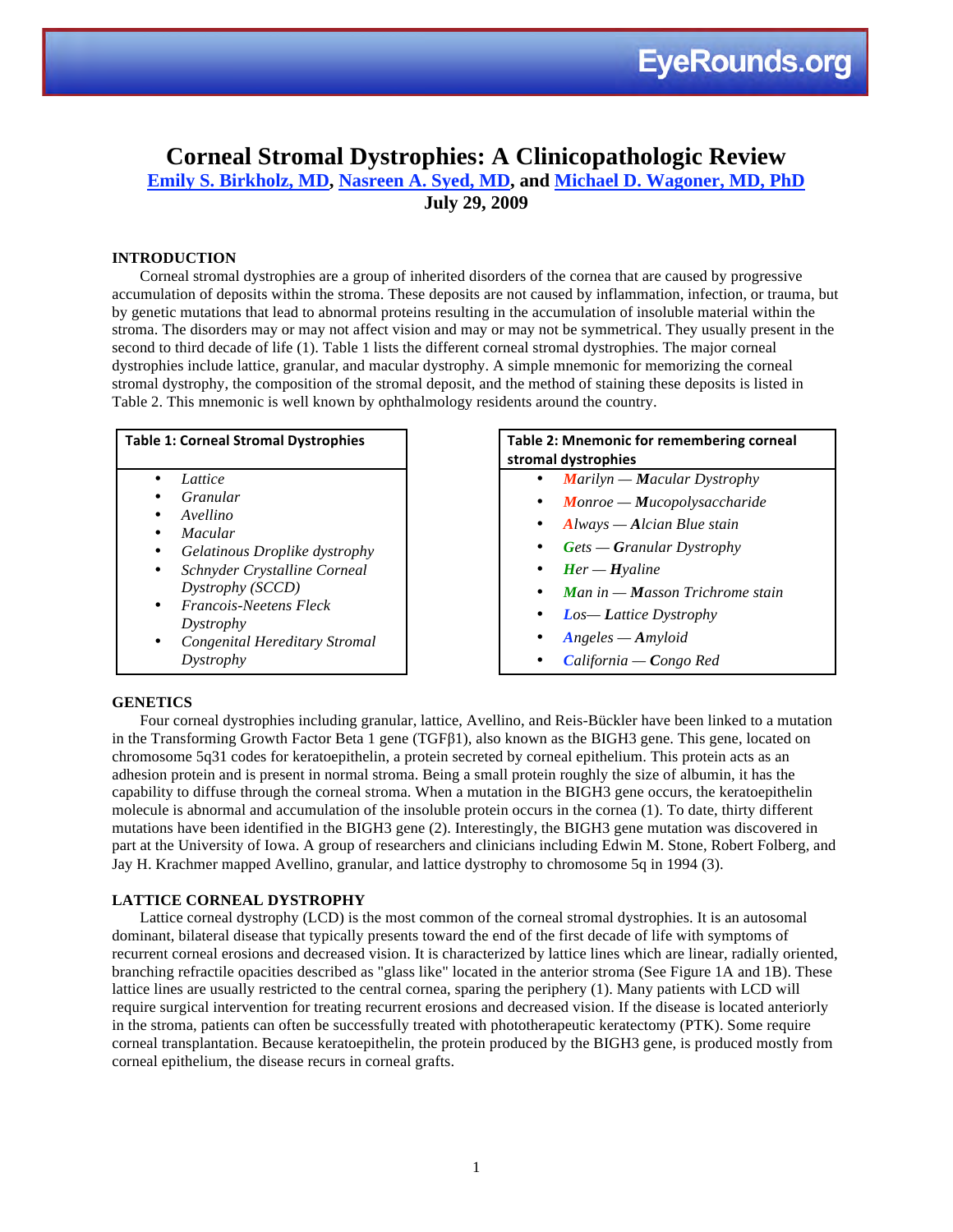# Corneal Stromal Dystrophies: A Clinicopathologic Review

**Emily S. Birkholz, MD, Nasreen A. Syed, MD, and Michael D. Wagoner, MD, PhD**

**July 29, 2009**

## INTRODUCTION

Corneal stromal dystrophies are a group of inherited disorders of the cornea that are caused by progressive accumulation of deposits within the stroma. These deposits are not caused by inflammation, infection, or trauma, but by genetic mutations that lead to abnormal proteins resulting in the accumulation of insoluble material within the stroma. The disorders may or may not affect vision and may or may not be symmetrical. They usually present in the second to third decade of life (1). Table 1 lists the different corneal stromal dystrophies. The major corneal dystrophies include lattice, granular, and macular dystrophy. A simple mnemonic for memorizing the corneal stromal dystrophy, the composition of the stromal deposit, and the method of staining these deposits is listed in Table 2. This mnemonic is well known by ophthalmology residents around the country.

**Table 1: Corneal Stromal Dystrophies**

- *Lattice*
- *Granular*
- *Avellino*
- *Macular*
- *Gelatinous Droplike dystrophy*
- *Schnyder Crystalline Corneal Dystrophy (SCCD)*
- *Francois-Neetens Fleck Dystrophy*
- *Congenital Hereditary Stromal Dystrophy*

**Table 2: Mnemonic for remembering corneal stromal dystrophies**

- ***M**arilyn — **M**acular Dystrophy*
- ***M**onroe — **M**ucopolysaccharide*
- ***A**lways — **A**lcian Blue stain*
- ***G**ets — **G**ranular Dystrophy*
- ***H**er — **H**yaline*
- ***M**an in — **M**asson Trichrome stain*
- ***L**os— **L**attice Dystrophy*
- ***A**ngeles — **A**myloid*
- ***C**alifornia — **C**ongo Red*

## GENETICS

Four corneal dystrophies including granular, lattice, Avellino, and Reis-Bückler have been linked to a mutation in the Transforming Growth Factor Beta 1 gene (TGFβ1), also known as the BIGH3 gene. This gene, located on chromosome 5q31 codes for keratoepithelin, a protein secreted by corneal epithelium. This protein acts as an adhesion protein and is present in normal stroma. Being a small protein roughly the size of albumin, it has the capability to diffuse through the corneal stroma. When a mutation in the BIGH3 gene occurs, the keratoepithelin molecule is abnormal and accumulation of the insoluble protein occurs in the cornea (1). To date, thirty different mutations have been identified in the BIGH3 gene (2). Interestingly, the BIGH3 gene mutation was discovered in part at the University of Iowa. A group of researchers and clinicians including Edwin M. Stone, Robert Folberg, and Jay H. Krachmer mapped Avellino, granular, and lattice dystrophy to chromosome 5q in 1994 (3).

## LATTICE CORNEAL DYSTROPHY

Lattice corneal dystrophy (LCD) is the most common of the corneal stromal dystrophies. It is an autosomal dominant, bilateral disease that typically presents toward the end of the first decade of life with symptoms of recurrent corneal erosions and decreased vision. It is characterized by lattice lines which are linear, radially oriented, branching refractile opacities described as "glass like" located in the anterior stroma (See Figure 1A and 1B). These lattice lines are usually restricted to the central cornea, sparing the periphery (1). Many patients with LCD will require surgical intervention for treating recurrent erosions and decreased vision. If the disease is located anteriorly in the stroma, patients can often be successfully treated with phototherapeutic keratectomy (PTK). Some require corneal transplantation. Because keratoepithelin, the protein produced by the BIGH3 gene, is produced mostly from corneal epithelium, the disease recurs in corneal grafts.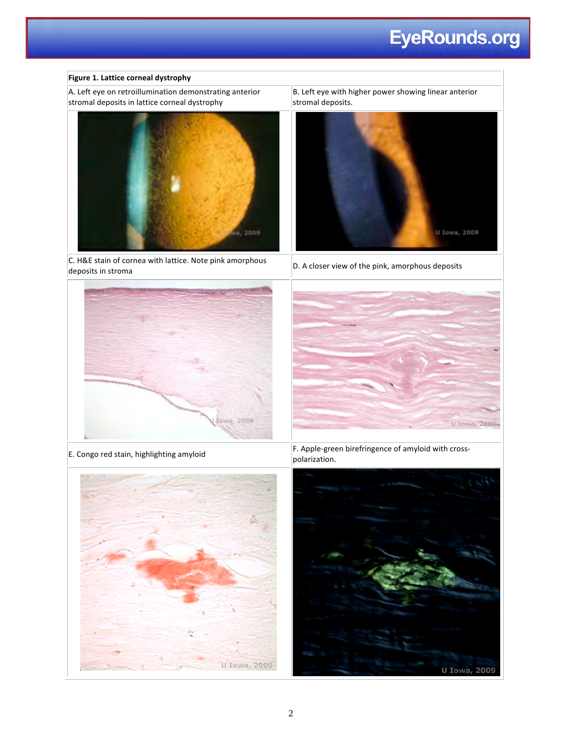**Figure 1. Lattice corneal dystrophy**

A. Left eye on retroillumination demonstrating anterior stromal deposits in lattice corneal dystrophy

B. Left eye with higher power showing linear anterior stromal deposits.

C. H&E stain of cornea with lattice. Note pink amorphous deposits in stroma

D. A closer view of the pink, amorphous deposits

E. Congo red stain, highlighting amyloid

F. Apple-green birefringence of amyloid with cross-polarization.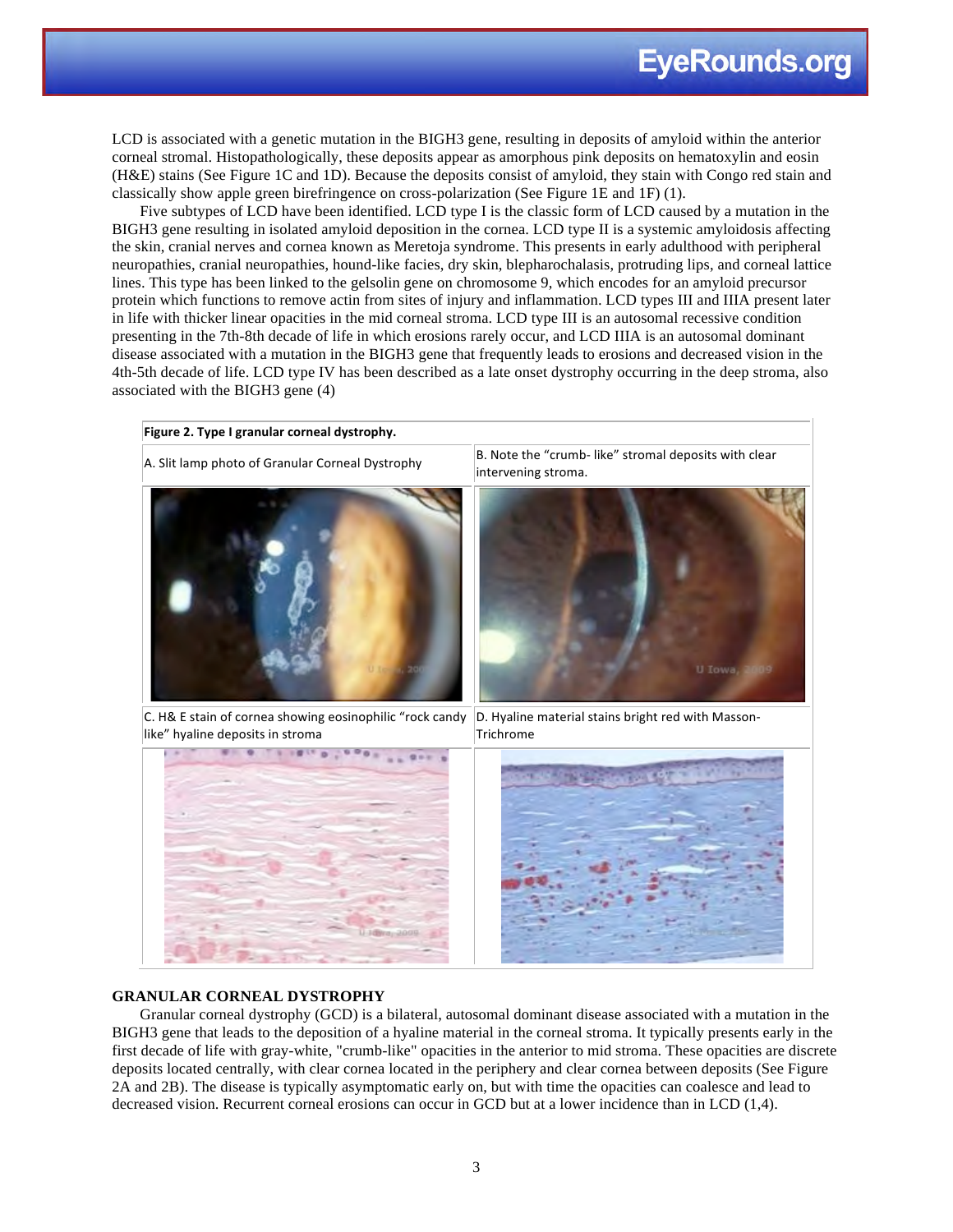LCD is associated with a genetic mutation in the BIGH3 gene, resulting in deposits of amyloid within the anterior corneal stromal. Histopathologically, these deposits appear as amorphous pink deposits on hematoxylin and eosin (H&E) stains (See Figure 1C and 1D). Because the deposits consist of amyloid, they stain with Congo red stain and classically show apple green birefringence on cross-polarization (See Figure 1E and 1F) (1).

Five subtypes of LCD have been identified. LCD type I is the classic form of LCD caused by a mutation in the BIGH3 gene resulting in isolated amyloid deposition in the cornea. LCD type II is a systemic amyloidosis affecting the skin, cranial nerves and cornea known as Meretoja syndrome. This presents in early adulthood with peripheral neuropathies, cranial neuropathies, hound-like facies, dry skin, blepharochalasis, protruding lips, and corneal lattice lines. This type has been linked to the gelsolin gene on chromosome 9, which encodes for an amyloid precursor protein which functions to remove actin from sites of injury and inflammation. LCD types III and IIIA present later in life with thicker linear opacities in the mid corneal stroma. LCD type III is an autosomal recessive condition presenting in the 7th-8th decade of life in which erosions rarely occur, and LCD IIIA is an autosomal dominant disease associated with a mutation in the BIGH3 gene that frequently leads to erosions and decreased vision in the 4th-5th decade of life. LCD type IV has been described as a late onset dystrophy occurring in the deep stroma, also associated with the BIGH3 gene (4)

**Figure 2. Type I granular corneal dystrophy.**

A. Slit lamp photo of Granular Corneal Dystrophy

B. Note the "crumb- like" stromal deposits with clear intervening stroma.

C. H& E stain of cornea showing eosinophilic "rock candy like" hyaline deposits in stroma

D. Hyaline material stains bright red with Masson-Trichrome

## GRANULAR CORNEAL DYSTROPHY

Granular corneal dystrophy (GCD) is a bilateral, autosomal dominant disease associated with a mutation in the BIGH3 gene that leads to the deposition of a hyaline material in the corneal stroma. It typically presents early in the first decade of life with gray-white, "crumb-like" opacities in the anterior to mid stroma. These opacities are discrete deposits located centrally, with clear cornea located in the periphery and clear cornea between deposits (See Figure 2A and 2B). The disease is typically asymptomatic early on, but with time the opacities can coalesce and lead to decreased vision. Recurrent corneal erosions can occur in GCD but at a lower incidence than in LCD (1,4).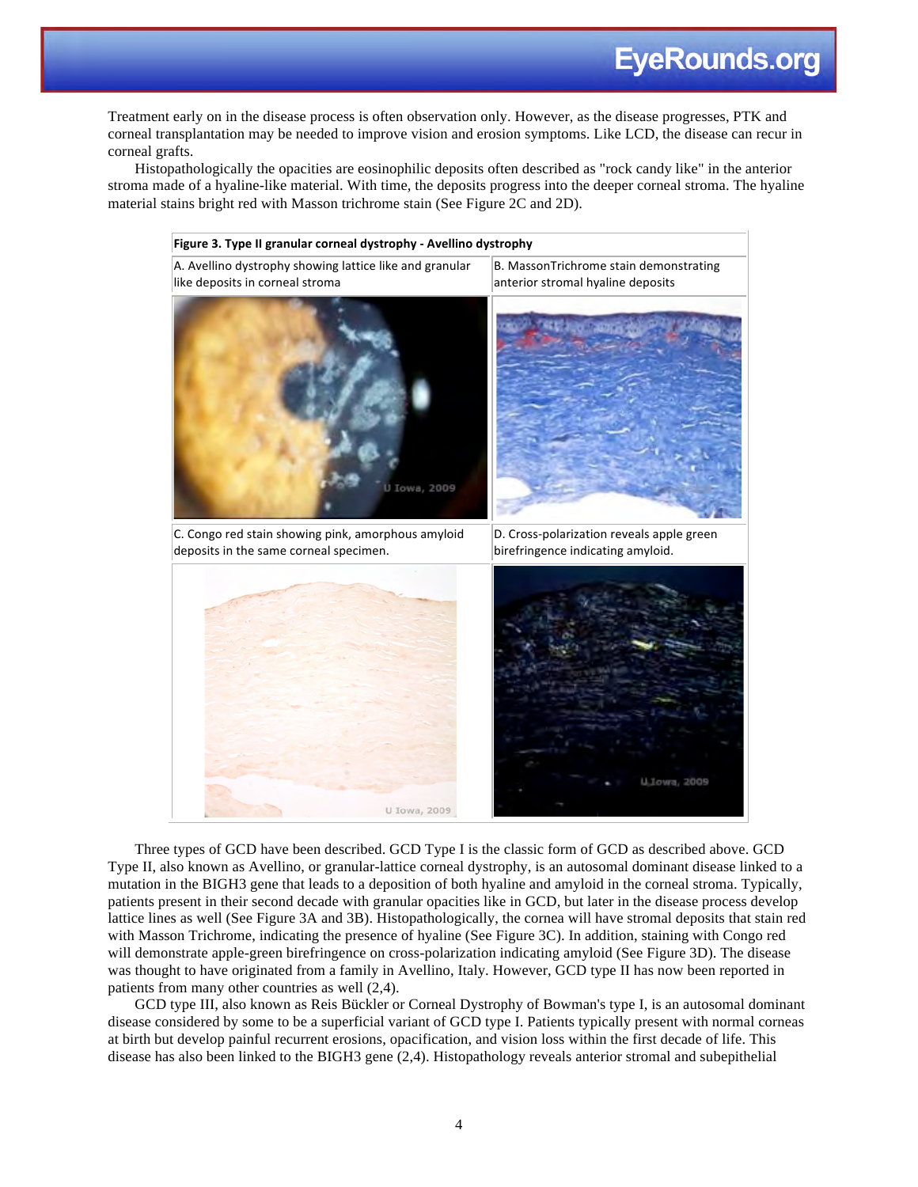Treatment early on in the disease process is often observation only. However, as the disease progresses, PTK and corneal transplantation may be needed to improve vision and erosion symptoms. Like LCD, the disease can recur in corneal grafts.

Histopathologically the opacities are eosinophilic deposits often described as "rock candy like" in the anterior stroma made of a hyaline-like material. With time, the deposits progress into the deeper corneal stroma. The hyaline material stains bright red with Masson trichrome stain (See Figure 2C and 2D).

**Figure 3. Type II granular corneal dystrophy - Avellino dystrophy**

A. Avellino dystrophy showing lattice like and granular like deposits in corneal stroma

B. MassonTrichrome stain demonstrating anterior stromal hyaline deposits

C. Congo red stain showing pink, amorphous amyloid deposits in the same corneal specimen.

D. Cross-polarization reveals apple green birefringence indicating amyloid.

Three types of GCD have been described. GCD Type I is the classic form of GCD as described above. GCD Type II, also known as Avellino, or granular-lattice corneal dystrophy, is an autosomal dominant disease linked to a mutation in the BIGH3 gene that leads to a deposition of both hyaline and amyloid in the corneal stroma. Typically, patients present in their second decade with granular opacities like in GCD, but later in the disease process develop lattice lines as well (See Figure 3A and 3B). Histopathologically, the cornea will have stromal deposits that stain red with Masson Trichrome, indicating the presence of hyaline (See Figure 3C). In addition, staining with Congo red will demonstrate apple-green birefringence on cross-polarization indicating amyloid (See Figure 3D). The disease was thought to have originated from a family in Avellino, Italy. However, GCD type II has now been reported in patients from many other countries as well (2,4).

GCD type III, also known as Reis Bückler or Corneal Dystrophy of Bowman's type I, is an autosomal dominant disease considered by some to be a superficial variant of GCD type I. Patients typically present with normal corneas at birth but develop painful recurrent erosions, opacification, and vision loss within the first decade of life. This disease has also been linked to the BIGH3 gene (2,4). Histopathology reveals anterior stromal and subepithelial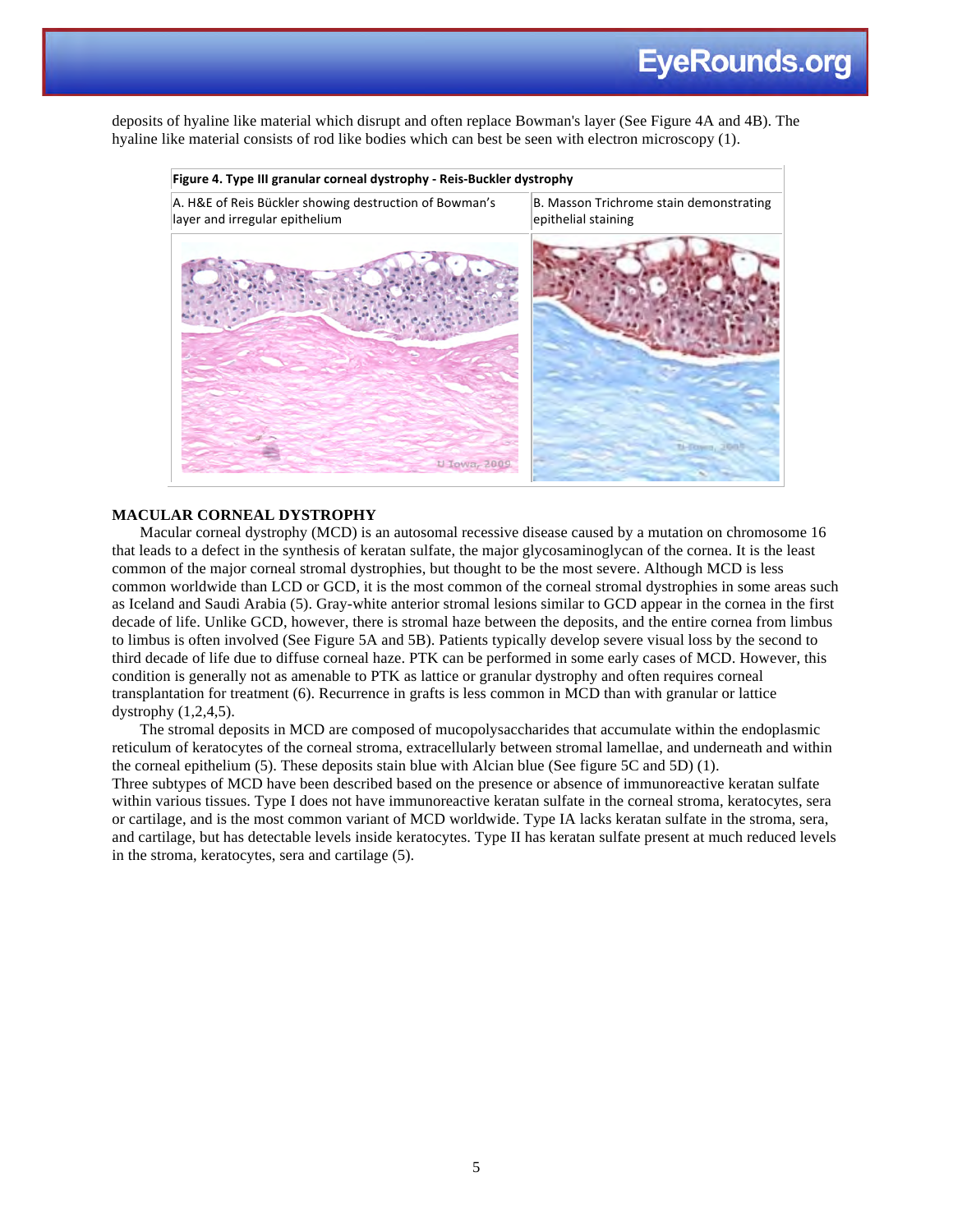deposits of hyaline like material which disrupt and often replace Bowman's layer (See Figure 4A and 4B). The hyaline like material consists of rod like bodies which can best be seen with electron microscopy (1).

**Figure 4. Type III granular corneal dystrophy - Reis-Buckler dystrophy**

| A. H&E of Reis Bückler showing destruction of Bowman's layer and irregular epithelium | B. Masson Trichrome stain demonstrating epithelial staining |
| --- | --- |

## MACULAR CORNEAL DYSTROPHY

Macular corneal dystrophy (MCD) is an autosomal recessive disease caused by a mutation on chromosome 16 that leads to a defect in the synthesis of keratan sulfate, the major glycosaminoglycan of the cornea. It is the least common of the major corneal stromal dystrophies, but thought to be the most severe. Although MCD is less common worldwide than LCD or GCD, it is the most common of the corneal stromal dystrophies in some areas such as Iceland and Saudi Arabia (5). Gray-white anterior stromal lesions similar to GCD appear in the cornea in the first decade of life. Unlike GCD, however, there is stromal haze between the deposits, and the entire cornea from limbus to limbus is often involved (See Figure 5A and 5B). Patients typically develop severe visual loss by the second to third decade of life due to diffuse corneal haze. PTK can be performed in some early cases of MCD. However, this condition is generally not as amenable to PTK as lattice or granular dystrophy and often requires corneal transplantation for treatment (6). Recurrence in grafts is less common in MCD than with granular or lattice dystrophy (1,2,4,5).

The stromal deposits in MCD are composed of mucopolysaccharides that accumulate within the endoplasmic reticulum of keratocytes of the corneal stroma, extracellularly between stromal lamellae, and underneath and within the corneal epithelium (5). These deposits stain blue with Alcian blue (See figure 5C and 5D) (1).

Three subtypes of MCD have been described based on the presence or absence of immunoreactive keratan sulfate within various tissues. Type I does not have immunoreactive keratan sulfate in the corneal stroma, keratocytes, sera or cartilage, and is the most common variant of MCD worldwide. Type IA lacks keratan sulfate in the stroma, sera, and cartilage, but has detectable levels inside keratocytes. Type II has keratan sulfate present at much reduced levels in the stroma, keratocytes, sera and cartilage (5).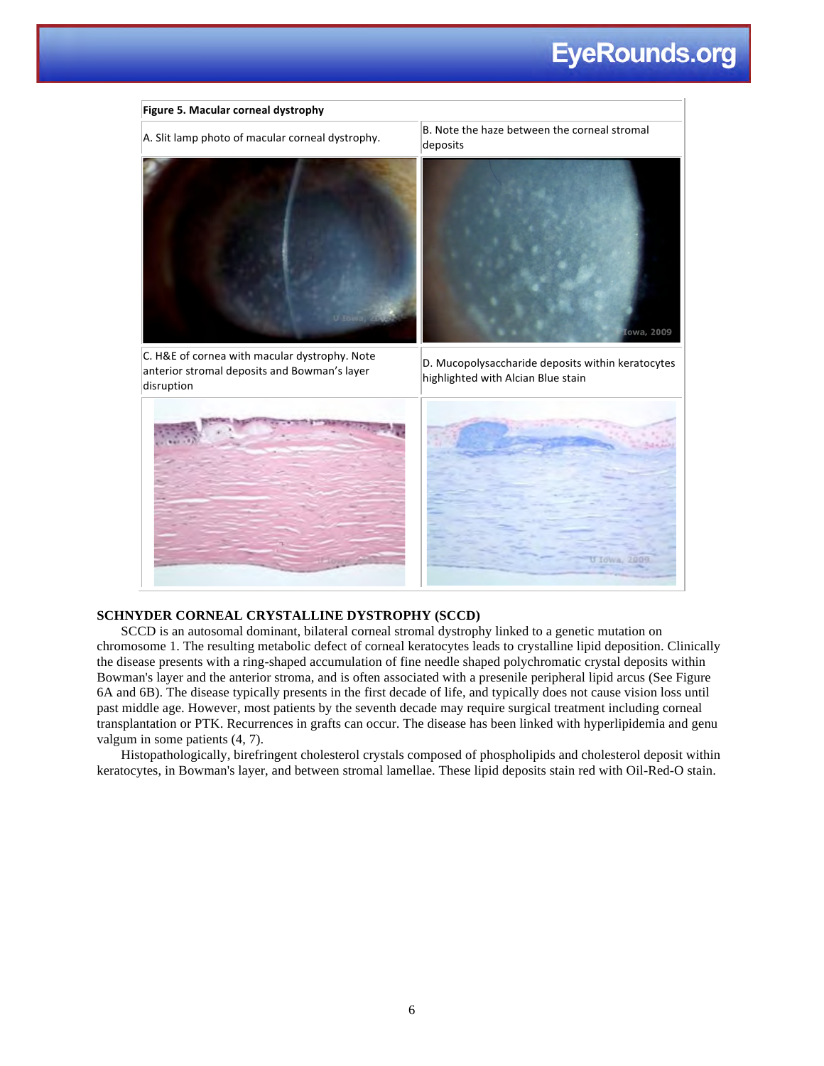**Figure 5. Macular corneal dystrophy**

A. Slit lamp photo of macular corneal dystrophy.

B. Note the haze between the corneal stromal deposits

C. H&E of cornea with macular dystrophy. Note anterior stromal deposits and Bowman's layer disruption

D. Mucopolysaccharide deposits within keratocytes highlighted with Alcian Blue stain

## SCHNYDER CORNEAL CRYSTALLINE DYSTROPHY (SCCD)

SCCD is an autosomal dominant, bilateral corneal stromal dystrophy linked to a genetic mutation on chromosome 1. The resulting metabolic defect of corneal keratocytes leads to crystalline lipid deposition. Clinically the disease presents with a ring-shaped accumulation of fine needle shaped polychromatic crystal deposits within Bowman's layer and the anterior stroma, and is often associated with a presenile peripheral lipid arcus (See Figure 6A and 6B). The disease typically presents in the first decade of life, and typically does not cause vision loss until past middle age. However, most patients by the seventh decade may require surgical treatment including corneal transplantation or PTK. Recurrences in grafts can occur. The disease has been linked with hyperlipidemia and genu valgum in some patients (4, 7).

Histopathologically, birefringent cholesterol crystals composed of phospholipids and cholesterol deposit within keratocytes, in Bowman's layer, and between stromal lamellae. These lipid deposits stain red with Oil-Red-O stain.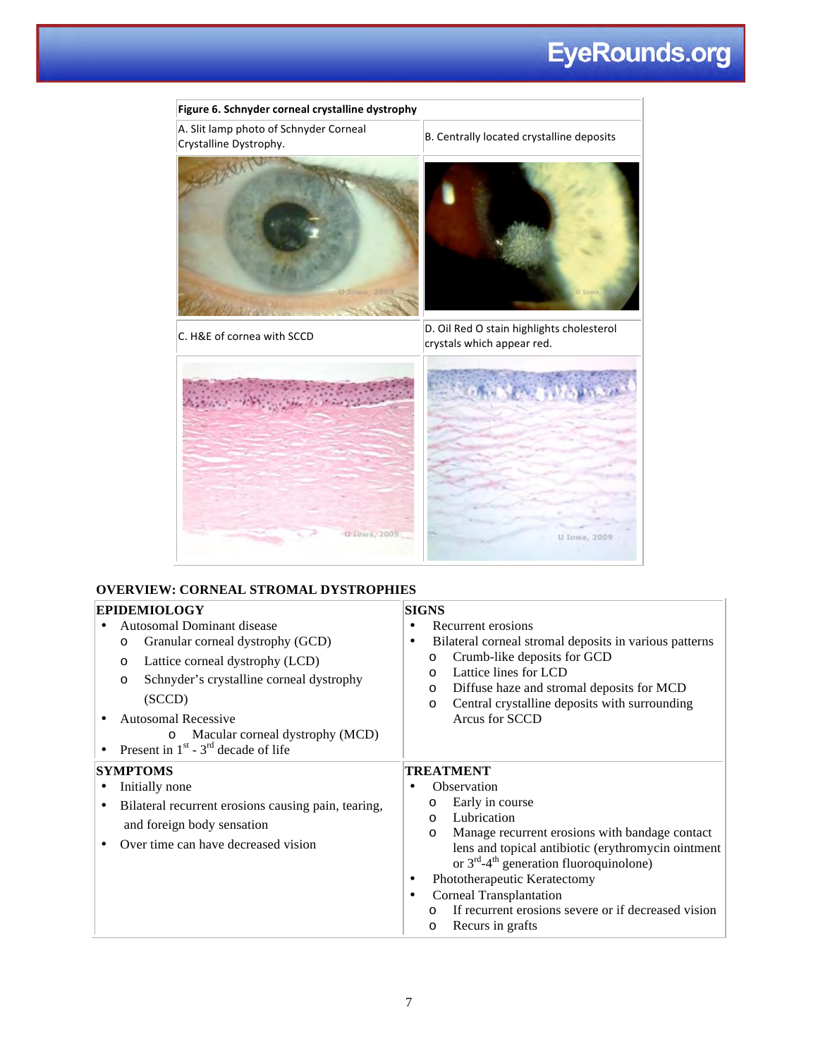**Figure 6. Schnyder corneal crystalline dystrophy**

| A. Slit lamp photo of Schnyder Corneal Crystalline Dystrophy. | B. Centrally located crystalline deposits |
|---|---|
| C. H&E of cornea with SCCD | D. Oil Red O stain highlights cholesterol crystals which appear red. |

## OVERVIEW: CORNEAL STROMAL DYSTROPHIES

### EPIDEMIOLOGY

- Autosomal Dominant disease
  - Granular corneal dystrophy (GCD)
  - Lattice corneal dystrophy (LCD)
  - Schnyder's crystalline corneal dystrophy (SCCD)
- Autosomal Recessive
  - Macular corneal dystrophy (MCD)
- Present in 1st - 3rd decade of life

### SIGNS

- Recurrent erosions
- Bilateral corneal stromal deposits in various patterns
  - Crumb-like deposits for GCD
  - Lattice lines for LCD
  - Diffuse haze and stromal deposits for MCD
  - Central crystalline deposits with surrounding Arcus for SCCD

### SYMPTOMS

- Initially none
- Bilateral recurrent erosions causing pain, tearing, and foreign body sensation
- Over time can have decreased vision

### TREATMENT

- Observation
  - Early in course
  - Lubrication
  - Manage recurrent erosions with bandage contact lens and topical antibiotic (erythromycin ointment or 3rd-4th generation fluoroquinolone)
- Phototherapeutic Keratectomy
- Corneal Transplantation
  - If recurrent erosions severe or if decreased vision
  - Recurs in grafts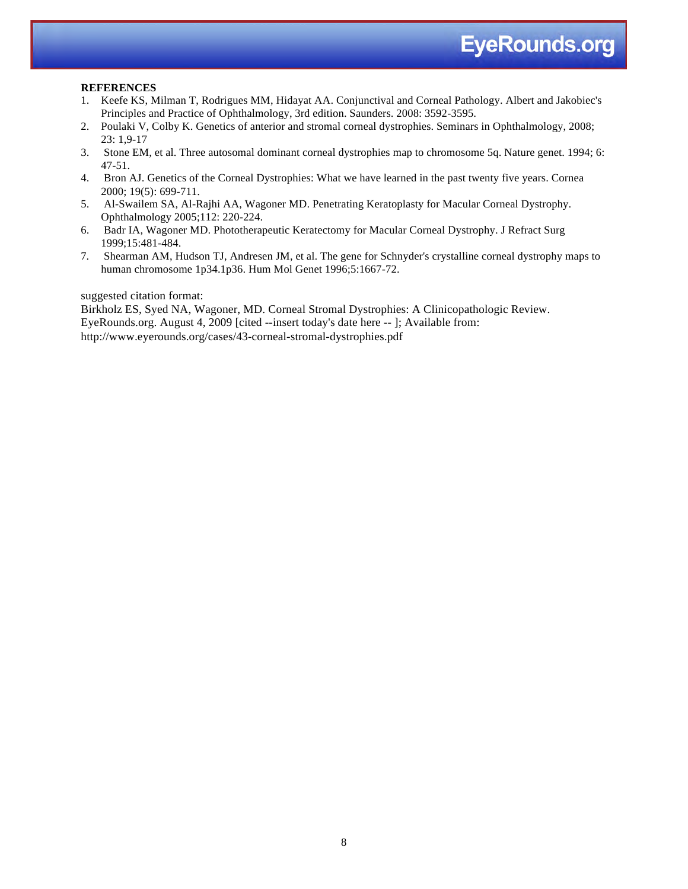**REFERENCES**

1. Keefe KS, Milman T, Rodrigues MM, Hidayat AA. Conjunctival and Corneal Pathology. Albert and Jakobiec's Principles and Practice of Ophthalmology, 3rd edition. Saunders. 2008: 3592-3595.
2. Poulaki V, Colby K. Genetics of anterior and stromal corneal dystrophies. Seminars in Ophthalmology, 2008; 23: 1,9-17
3. Stone EM, et al. Three autosomal dominant corneal dystrophies map to chromosome 5q. Nature genet. 1994; 6: 47-51.
4. Bron AJ. Genetics of the Corneal Dystrophies: What we have learned in the past twenty five years. Cornea 2000; 19(5): 699-711.
5. Al-Swailem SA, Al-Rajhi AA, Wagoner MD. Penetrating Keratoplasty for Macular Corneal Dystrophy. Ophthalmology 2005;112: 220-224.
6. Badr IA, Wagoner MD. Phototherapeutic Keratectomy for Macular Corneal Dystrophy. J Refract Surg 1999;15:481-484.
7. Shearman AM, Hudson TJ, Andresen JM, et al. The gene for Schnyder's crystalline corneal dystrophy maps to human chromosome 1p34.1p36. Hum Mol Genet 1996;5:1667-72.

suggested citation format:

Birkholz ES, Syed NA, Wagoner, MD. Corneal Stromal Dystrophies: A Clinicopathologic Review. EyeRounds.org. August 4, 2009 [cited --insert today's date here -- ]; Available from: http://www.eyerounds.org/cases/43-corneal-stromal-dystrophies.pdf